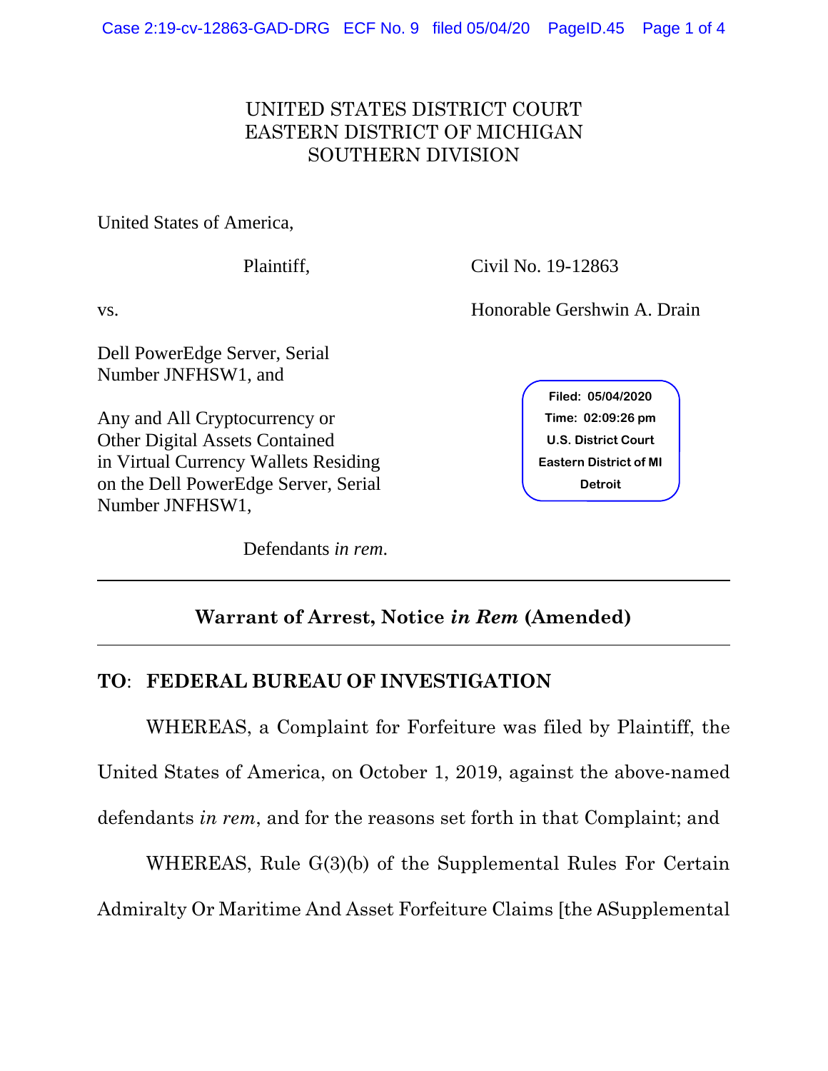UNITED STATES DISTRICT COURT
EASTERN DISTRICT OF MICHIGAN
SOUTHERN DIVISION

United States of America,

Plaintiff,

vs.

Dell PowerEdge Server, Serial Number JNFHSW1, and

Any and All Cryptocurrency or Other Digital Assets Contained in Virtual Currency Wallets Residing on the Dell PowerEdge Server, Serial Number JNFHSW1,

Defendants *in rem*.

Civil No. 19-12863

Honorable Gershwin A. Drain

Filed: 05/04/2020
Time: 02:09:26 pm
U.S. District Court
Eastern District of MI
Detroit

---

## Warrant of Arrest, Notice *in Rem* (Amended)

---

**TO**: **FEDERAL BUREAU OF INVESTIGATION**

WHEREAS, a Complaint for Forfeiture was filed by Plaintiff, the United States of America, on October 1, 2019, against the above-named defendants *in rem*, and for the reasons set forth in that Complaint; and

WHEREAS, Rule G(3)(b) of the Supplemental Rules For Certain Admiralty Or Maritime And Asset Forfeiture Claims [the ASupplemental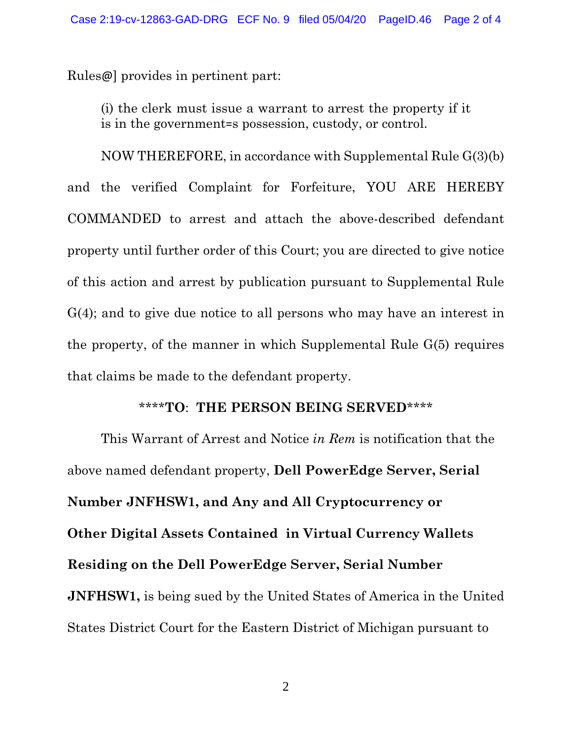Rules@] provides in pertinent part:

> (i) the clerk must issue a warrant to arrest the property if it is in the government=s possession, custody, or control.

NOW THEREFORE, in accordance with Supplemental Rule G(3)(b) and the verified Complaint for Forfeiture, YOU ARE HEREBY COMMANDED to arrest and attach the above-described defendant property until further order of this Court; you are directed to give notice of this action and arrest by publication pursuant to Supplemental Rule G(4); and to give due notice to all persons who may have an interest in the property, of the manner in which Supplemental Rule G(5) requires that claims be made to the defendant property.

**\*\*\*\*TO: THE PERSON BEING SERVED\*\*\*\***

This Warrant of Arrest and Notice *in Rem* is notification that the above named defendant property, **Dell PowerEdge Server, Serial Number JNFHSW1, and Any and All Cryptocurrency or Other Digital Assets Contained in Virtual Currency Wallets Residing on the Dell PowerEdge Server, Serial Number JNFHSW1,** is being sued by the United States of America in the United States District Court for the Eastern District of Michigan pursuant to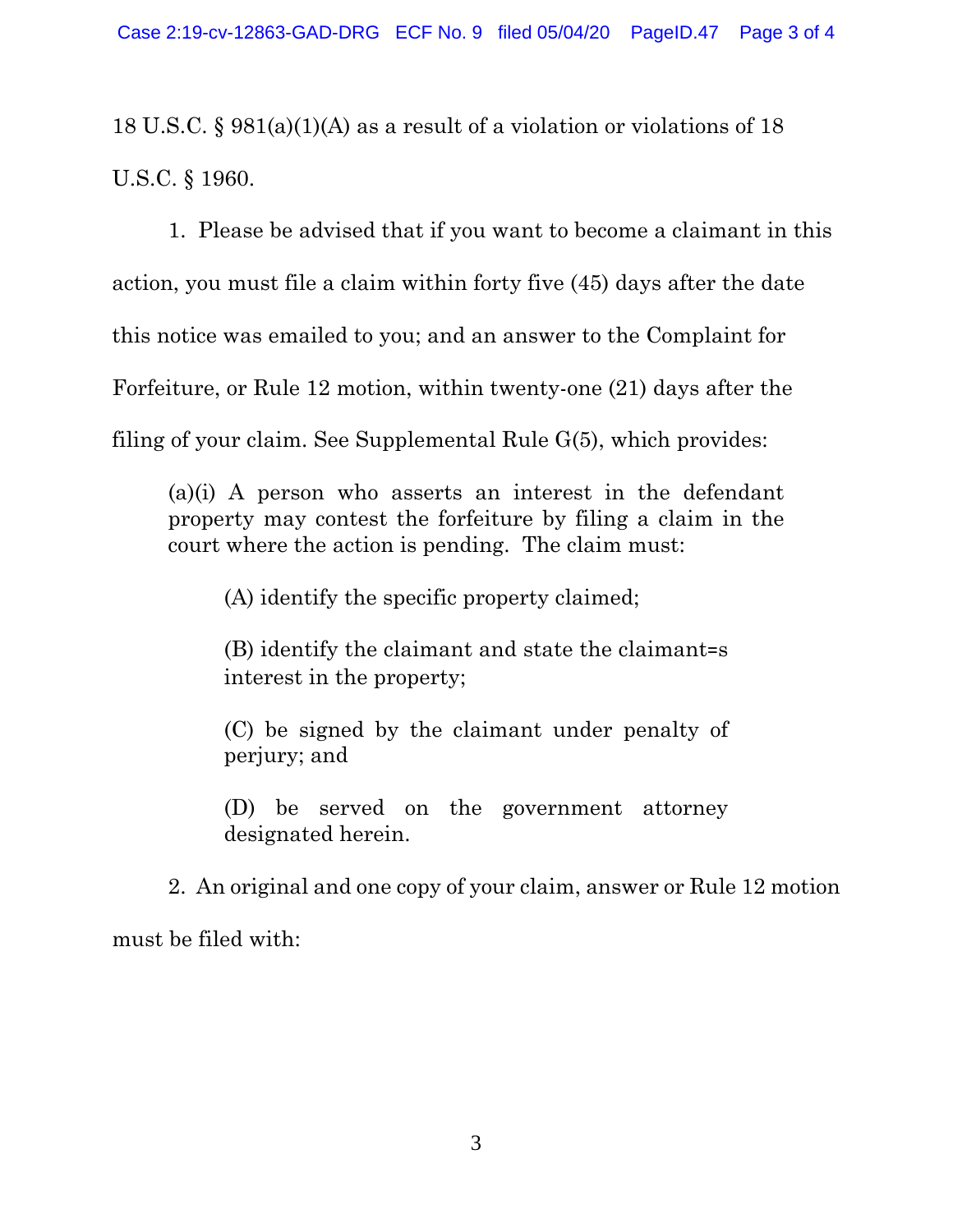18 U.S.C. § 981(a)(1)(A) as a result of a violation or violations of 18 U.S.C. § 1960.

1. Please be advised that if you want to become a claimant in this action, you must file a claim within forty five (45) days after the date this notice was emailed to you; and an answer to the Complaint for Forfeiture, or Rule 12 motion, within twenty-one (21) days after the filing of your claim. See Supplemental Rule G(5), which provides:

> (a)(i) A person who asserts an interest in the defendant property may contest the forfeiture by filing a claim in the court where the action is pending. The claim must:
>
> > (A) identify the specific property claimed;
> >
> > (B) identify the claimant and state the claimant=s interest in the property;
> >
> > (C) be signed by the claimant under penalty of perjury; and
> >
> > (D) be served on the government attorney designated herein.

2. An original and one copy of your claim, answer or Rule 12 motion must be filed with: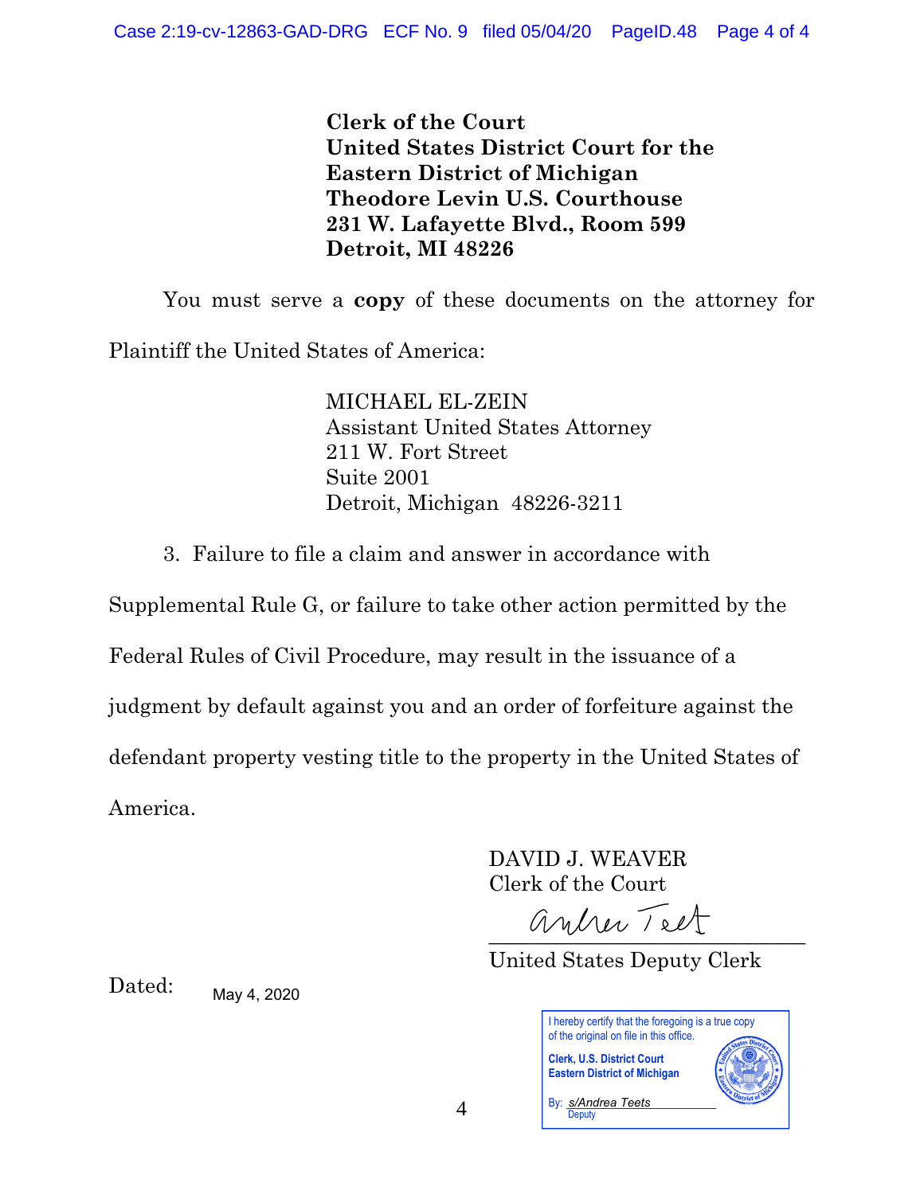**Clerk of the Court**
**United States District Court for the**
**Eastern District of Michigan**
**Theodore Levin U.S. Courthouse**
**231 W. Lafayette Blvd., Room 599**
**Detroit, MI 48226**

You must serve a **copy** of these documents on the attorney for Plaintiff the United States of America:

MICHAEL EL-ZEIN
Assistant United States Attorney
211 W. Fort Street
Suite 2001
Detroit, Michigan 48226-3211

3. Failure to file a claim and answer in accordance with Supplemental Rule G, or failure to take other action permitted by the Federal Rules of Civil Procedure, may result in the issuance of a judgment by default against you and an order of forfeiture against the defendant property vesting title to the property in the United States of America.

DAVID J. WEAVER
Clerk of the Court

Andrea Teets
United States Deputy Clerk

Dated: May 4, 2020

I hereby certify that the foregoing is a true copy of the original on file in this office.
Clerk, U.S. District Court
Eastern District of Michigan
By: s/Andrea Teets
Deputy